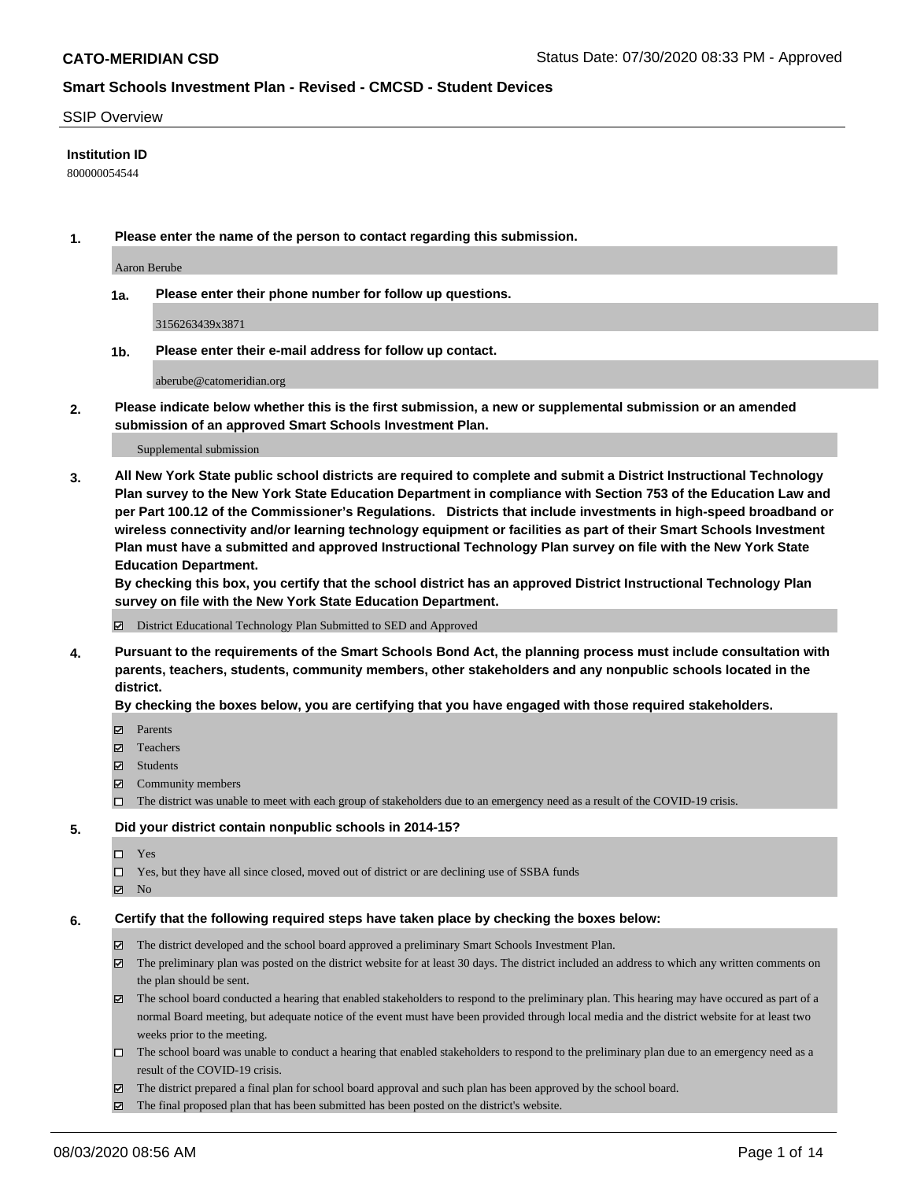SSIP Overview

**Institution ID**

800000054544

**1. Please enter the name of the person to contact regarding this submission.**

Aaron Berube

**1a. Please enter their phone number for follow up questions.**

3156263439x3871

**1b. Please enter their e-mail address for follow up contact.**

aberube@catomeridian.org

**2. Please indicate below whether this is the first submission, a new or supplemental submission or an amended submission of an approved Smart Schools Investment Plan.**

Supplemental submission

**3. All New York State public school districts are required to complete and submit a District Instructional Technology Plan survey to the New York State Education Department in compliance with Section 753 of the Education Law and per Part 100.12 of the Commissioner's Regulations. Districts that include investments in high-speed broadband or wireless connectivity and/or learning technology equipment or facilities as part of their Smart Schools Investment Plan must have a submitted and approved Instructional Technology Plan survey on file with the New York State Education Department.**
**By checking this box, you certify that the school district has an approved District Instructional Technology Plan survey on file with the New York State Education Department.**

☑ District Educational Technology Plan Submitted to SED and Approved

**4. Pursuant to the requirements of the Smart Schools Bond Act, the planning process must include consultation with parents, teachers, students, community members, other stakeholders and any nonpublic schools located in the district.**
**By checking the boxes below, you are certifying that you have engaged with those required stakeholders.**

☑ Parents
☑ Teachers
☑ Students
☑ Community members
☐ The district was unable to meet with each group of stakeholders due to an emergency need as a result of the COVID-19 crisis.

**5. Did your district contain nonpublic schools in 2014-15?**

☐ Yes
☐ Yes, but they have all since closed, moved out of district or are declining use of SSBA funds
☑ No

**6. Certify that the following required steps have taken place by checking the boxes below:**

☑ The district developed and the school board approved a preliminary Smart Schools Investment Plan.
☑ The preliminary plan was posted on the district website for at least 30 days. The district included an address to which any written comments on the plan should be sent.
☑ The school board conducted a hearing that enabled stakeholders to respond to the preliminary plan. This hearing may have occured as part of a normal Board meeting, but adequate notice of the event must have been provided through local media and the district website for at least two weeks prior to the meeting.
☐ The school board was unable to conduct a hearing that enabled stakeholders to respond to the preliminary plan due to an emergency need as a result of the COVID-19 crisis.
☑ The district prepared a final plan for school board approval and such plan has been approved by the school board.
☑ The final proposed plan that has been submitted has been posted on the district's website.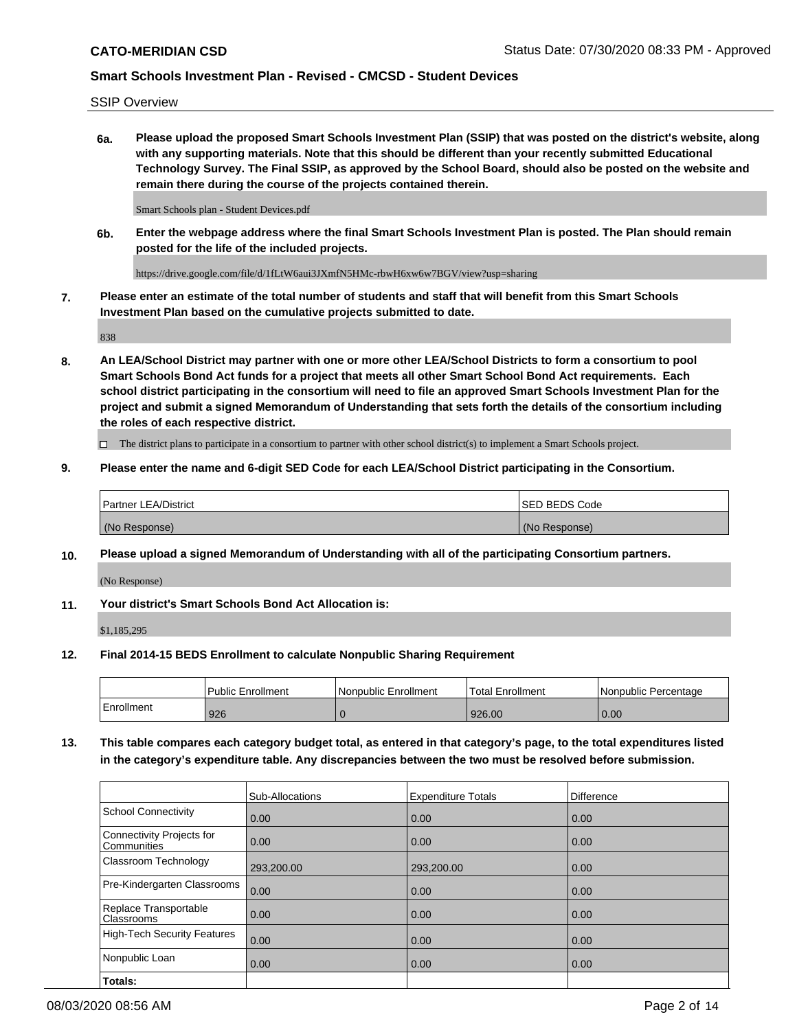SSIP Overview

**6a. Please upload the proposed Smart Schools Investment Plan (SSIP) that was posted on the district's website, along with any supporting materials. Note that this should be different than your recently submitted Educational Technology Survey. The Final SSIP, as approved by the School Board, should also be posted on the website and remain there during the course of the projects contained therein.**

Smart Schools plan - Student Devices.pdf

**6b. Enter the webpage address where the final Smart Schools Investment Plan is posted. The Plan should remain posted for the life of the included projects.**

https://drive.google.com/file/d/1fLtW6aui3JXmfN5HMc-rbwH6xw6w7BGV/view?usp=sharing

**7. Please enter an estimate of the total number of students and staff that will benefit from this Smart Schools Investment Plan based on the cumulative projects submitted to date.**

838

**8. An LEA/School District may partner with one or more other LEA/School Districts to form a consortium to pool Smart Schools Bond Act funds for a project that meets all other Smart School Bond Act requirements. Each school district participating in the consortium will need to file an approved Smart Schools Investment Plan for the project and submit a signed Memorandum of Understanding that sets forth the details of the consortium including the roles of each respective district.**

☐ The district plans to participate in a consortium to partner with other school district(s) to implement a Smart Schools project.

**9. Please enter the name and 6-digit SED Code for each LEA/School District participating in the Consortium.**

| Partner LEA/District | SED BEDS Code |
|---|---|
| (No Response) | (No Response) |

**10. Please upload a signed Memorandum of Understanding with all of the participating Consortium partners.**

(No Response)

**11. Your district's Smart Schools Bond Act Allocation is:**

$1,185,295

**12. Final 2014-15 BEDS Enrollment to calculate Nonpublic Sharing Requirement**

| | Public Enrollment | Nonpublic Enrollment | Total Enrollment | Nonpublic Percentage |
|---|---|---|---|---|
| Enrollment | 926 | 0 | 926.00 | 0.00 |

**13. This table compares each category budget total, as entered in that category's page, to the total expenditures listed in the category's expenditure table. Any discrepancies between the two must be resolved before submission.**

| | Sub-Allocations | Expenditure Totals | Difference |
|---|---|---|---|
| School Connectivity | 0.00 | 0.00 | 0.00 |
| Connectivity Projects for Communities | 0.00 | 0.00 | 0.00 |
| Classroom Technology | 293,200.00 | 293,200.00 | 0.00 |
| Pre-Kindergarten Classrooms | 0.00 | 0.00 | 0.00 |
| Replace Transportable Classrooms | 0.00 | 0.00 | 0.00 |
| High-Tech Security Features | 0.00 | 0.00 | 0.00 |
| Nonpublic Loan | 0.00 | 0.00 | 0.00 |
| **Totals:** | | | |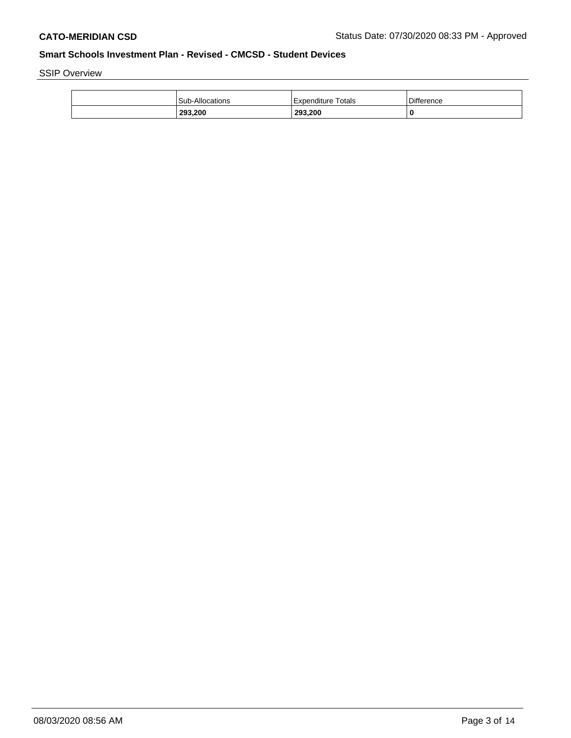SSIP Overview

| | Sub-Allocations | Expenditure Totals | Difference |
|---|---|---|---|
| | **293,200** | **293,200** | **0** |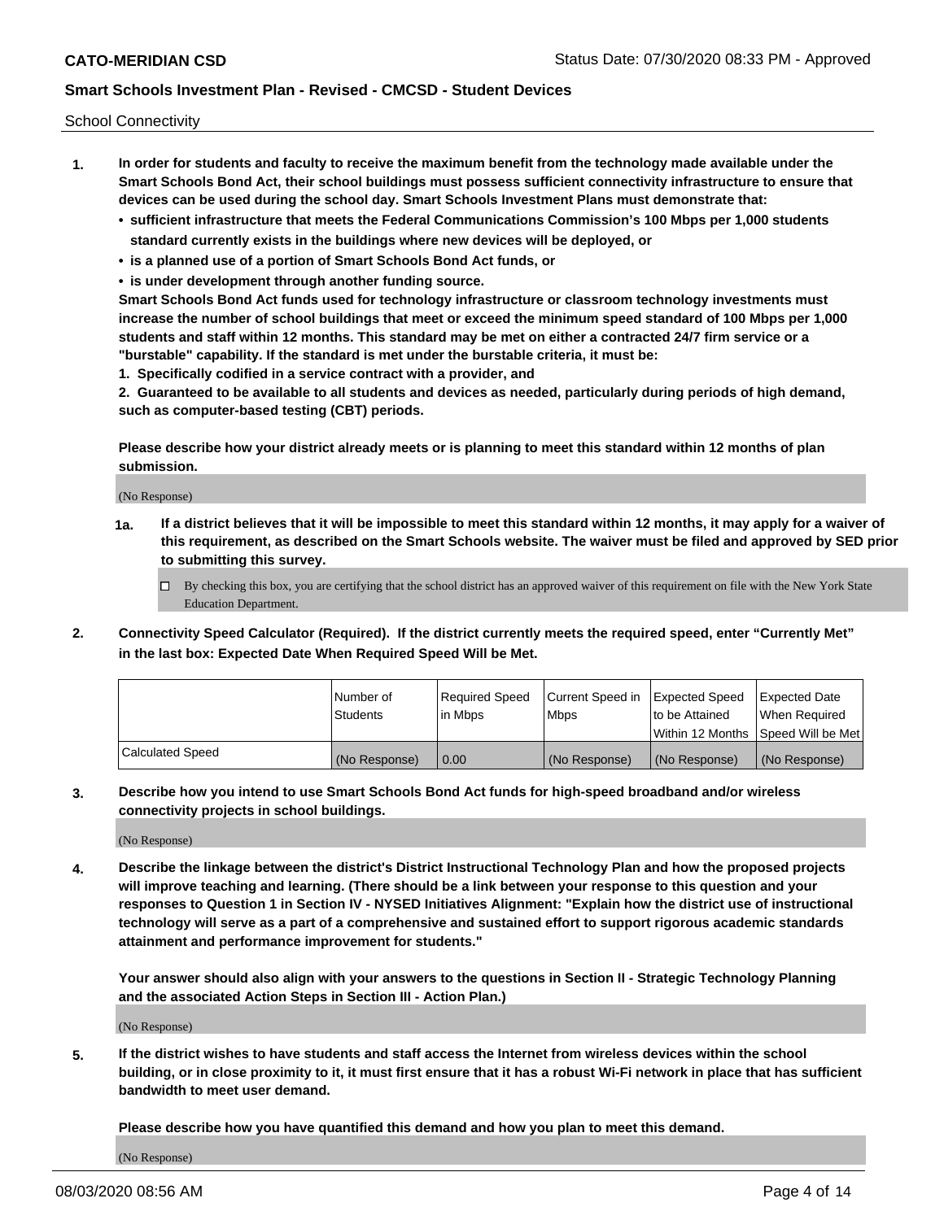School Connectivity

1. **In order for students and faculty to receive the maximum benefit from the technology made available under the Smart Schools Bond Act, their school buildings must possess sufficient connectivity infrastructure to ensure that devices can be used during the school day. Smart Schools Investment Plans must demonstrate that:**
   - **sufficient infrastructure that meets the Federal Communications Commission's 100 Mbps per 1,000 students standard currently exists in the buildings where new devices will be deployed, or**
   - **is a planned use of a portion of Smart Schools Bond Act funds, or**
   - **is under development through another funding source.**

   **Smart Schools Bond Act funds used for technology infrastructure or classroom technology investments must increase the number of school buildings that meet or exceed the minimum speed standard of 100 Mbps per 1,000 students and staff within 12 months. This standard may be met on either a contracted 24/7 firm service or a "burstable" capability. If the standard is met under the burstable criteria, it must be:**

   **1. Specifically codified in a service contract with a provider, and**

   **2. Guaranteed to be available to all students and devices as needed, particularly during periods of high demand, such as computer-based testing (CBT) periods.**

   **Please describe how your district already meets or is planning to meet this standard within 12 months of plan submission.**

   (No Response)

   **1a. If a district believes that it will be impossible to meet this standard within 12 months, it may apply for a waiver of this requirement, as described on the Smart Schools website. The waiver must be filed and approved by SED prior to submitting this survey.**

   ☐ By checking this box, you are certifying that the school district has an approved waiver of this requirement on file with the New York State Education Department.

2. **Connectivity Speed Calculator (Required). If the district currently meets the required speed, enter "Currently Met" in the last box: Expected Date When Required Speed Will be Met.**

| | Number of Students | Required Speed in Mbps | Current Speed in Mbps | Expected Speed to be Attained Within 12 Months | Expected Date When Required Speed Will be Met |
|---|---|---|---|---|---|
| Calculated Speed | (No Response) | 0.00 | (No Response) | (No Response) | (No Response) |

3. **Describe how you intend to use Smart Schools Bond Act funds for high-speed broadband and/or wireless connectivity projects in school buildings.**

   (No Response)

4. **Describe the linkage between the district's District Instructional Technology Plan and how the proposed projects will improve teaching and learning. (There should be a link between your response to this question and your responses to Question 1 in Section IV - NYSED Initiatives Alignment: "Explain how the district use of instructional technology will serve as a part of a comprehensive and sustained effort to support rigorous academic standards attainment and performance improvement for students."**

   **Your answer should also align with your answers to the questions in Section II - Strategic Technology Planning and the associated Action Steps in Section III - Action Plan.)**

   (No Response)

5. **If the district wishes to have students and staff access the Internet from wireless devices within the school building, or in close proximity to it, it must first ensure that it has a robust Wi-Fi network in place that has sufficient bandwidth to meet user demand.**

   **Please describe how you have quantified this demand and how you plan to meet this demand.**

   (No Response)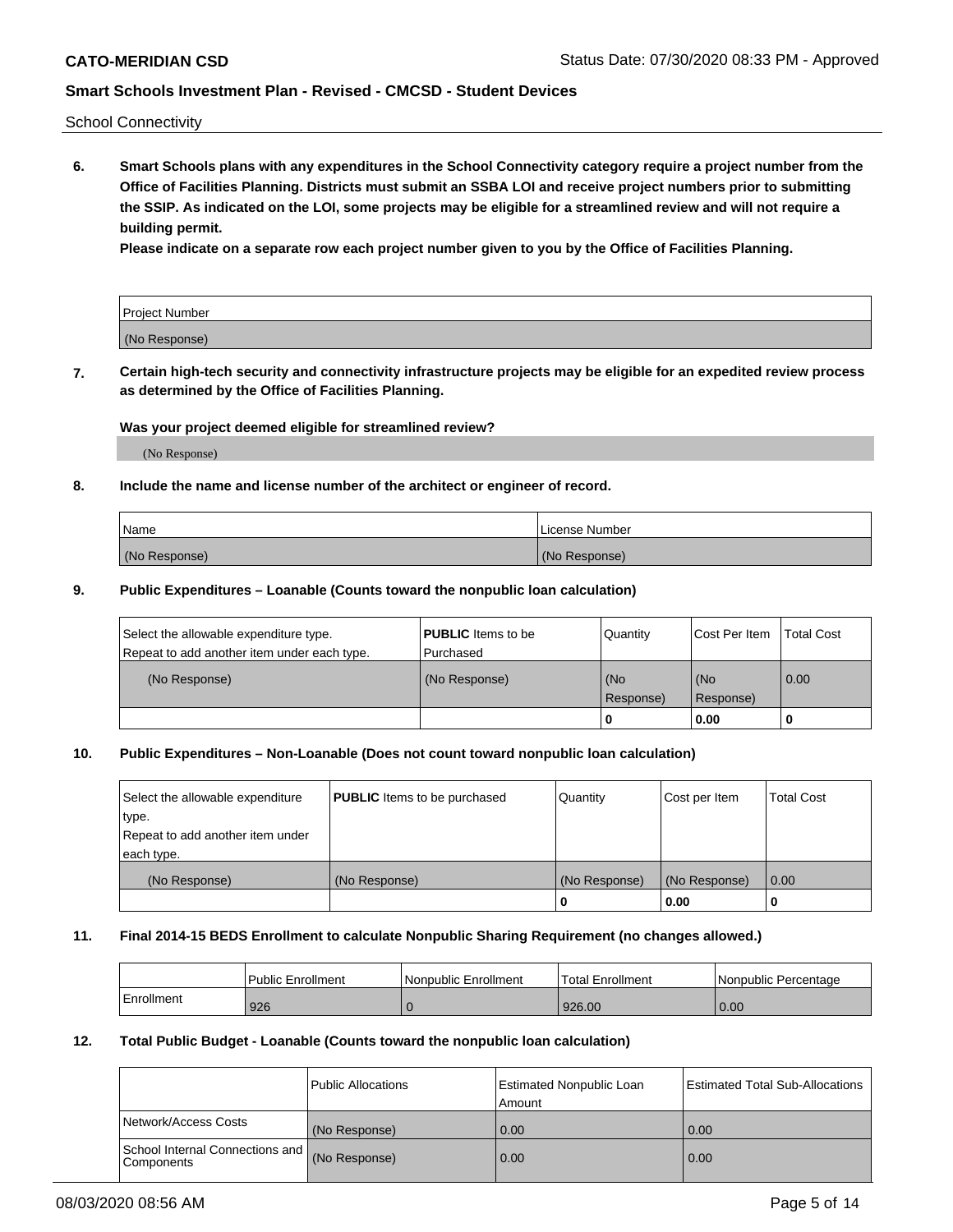School Connectivity

**6. Smart Schools plans with any expenditures in the School Connectivity category require a project number from the Office of Facilities Planning. Districts must submit an SSBA LOI and receive project numbers prior to submitting the SSIP. As indicated on the LOI, some projects may be eligible for a streamlined review and will not require a building permit.**

**Please indicate on a separate row each project number given to you by the Office of Facilities Planning.**

| Project Number |
| --- |
| (No Response) |

**7. Certain high-tech security and connectivity infrastructure projects may be eligible for an expedited review process as determined by the Office of Facilities Planning.**

**Was your project deemed eligible for streamlined review?**

(No Response)

**8. Include the name and license number of the architect or engineer of record.**

| Name | License Number |
| --- | --- |
| (No Response) | (No Response) |

**9. Public Expenditures – Loanable (Counts toward the nonpublic loan calculation)**

| Select the allowable expenditure type. Repeat to add another item under each type. | **PUBLIC** Items to be Purchased | Quantity | Cost Per Item | Total Cost |
| --- | --- | --- | --- | --- |
| (No Response) | (No Response) | (No Response) | (No Response) | 0.00 |
| | | 0 | 0.00 | 0 |

**10. Public Expenditures – Non-Loanable (Does not count toward nonpublic loan calculation)**

| Select the allowable expenditure type. Repeat to add another item under each type. | **PUBLIC** Items to be purchased | Quantity | Cost per Item | Total Cost |
| --- | --- | --- | --- | --- |
| (No Response) | (No Response) | (No Response) | (No Response) | 0.00 |
| | | 0 | 0.00 | 0 |

**11. Final 2014-15 BEDS Enrollment to calculate Nonpublic Sharing Requirement (no changes allowed.)**

| | Public Enrollment | Nonpublic Enrollment | Total Enrollment | Nonpublic Percentage |
| --- | --- | --- | --- | --- |
| Enrollment | 926 | 0 | 926.00 | 0.00 |

**12. Total Public Budget - Loanable (Counts toward the nonpublic loan calculation)**

| | Public Allocations | Estimated Nonpublic Loan Amount | Estimated Total Sub-Allocations |
| --- | --- | --- | --- |
| Network/Access Costs | (No Response) | 0.00 | 0.00 |
| School Internal Connections and Components | (No Response) | 0.00 | 0.00 |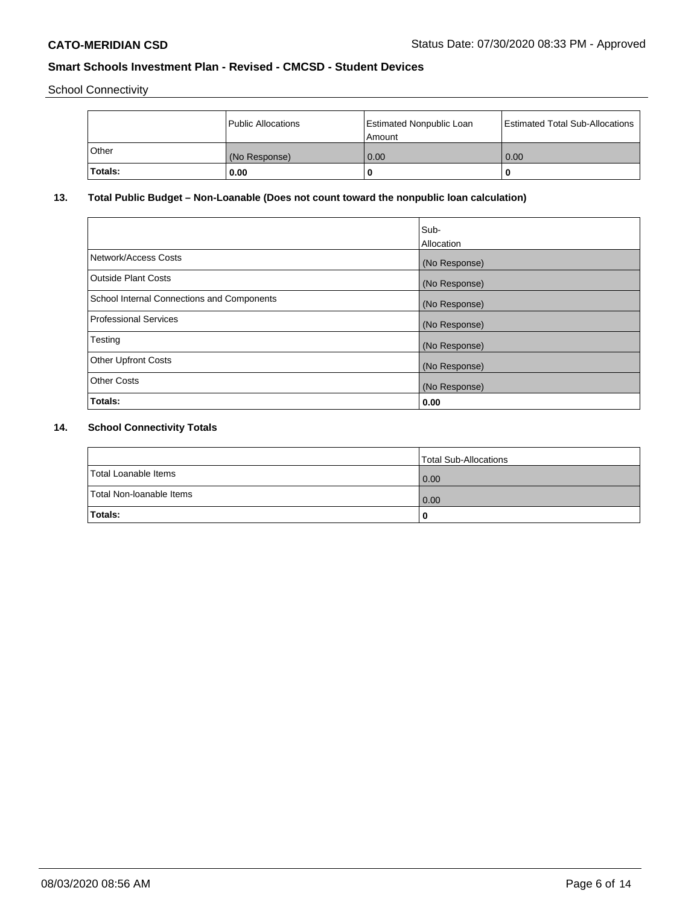School Connectivity

| | Public Allocations | Estimated Nonpublic Loan Amount | Estimated Total Sub-Allocations |
|---|---|---|---|
| Other | (No Response) | 0.00 | 0.00 |
| **Totals:** | **0.00** | **0** | **0** |

### 13. Total Public Budget – Non-Loanable (Does not count toward the nonpublic loan calculation)

| | Sub-Allocation |
|---|---|
| Network/Access Costs | (No Response) |
| Outside Plant Costs | (No Response) |
| School Internal Connections and Components | (No Response) |
| Professional Services | (No Response) |
| Testing | (No Response) |
| Other Upfront Costs | (No Response) |
| Other Costs | (No Response) |
| **Totals:** | **0.00** |

### 14. School Connectivity Totals

| | Total Sub-Allocations |
|---|---|
| Total Loanable Items | 0.00 |
| Total Non-loanable Items | 0.00 |
| **Totals:** | **0** |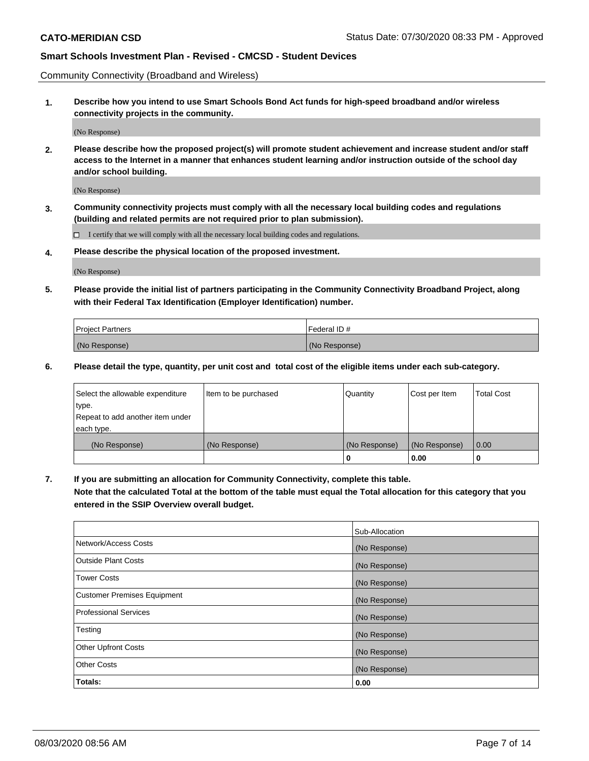Community Connectivity (Broadband and Wireless)

**1. Describe how you intend to use Smart Schools Bond Act funds for high-speed broadband and/or wireless connectivity projects in the community.**

(No Response)

**2. Please describe how the proposed project(s) will promote student achievement and increase student and/or staff access to the Internet in a manner that enhances student learning and/or instruction outside of the school day and/or school building.**

(No Response)

**3. Community connectivity projects must comply with all the necessary local building codes and regulations (building and related permits are not required prior to plan submission).**

☐ I certify that we will comply with all the necessary local building codes and regulations.

**4. Please describe the physical location of the proposed investment.**

(No Response)

**5. Please provide the initial list of partners participating in the Community Connectivity Broadband Project, along with their Federal Tax Identification (Employer Identification) number.**

| Project Partners | Federal ID # |
|---|---|
| (No Response) | (No Response) |

**6. Please detail the type, quantity, per unit cost and total cost of the eligible items under each sub-category.**

| Select the allowable expenditure type. Repeat to add another item under each type. | Item to be purchased | Quantity | Cost per Item | Total Cost |
|---|---|---|---|---|
| (No Response) | (No Response) | (No Response) | (No Response) | 0.00 |
| | | **0** | **0.00** | **0** |

**7. If you are submitting an allocation for Community Connectivity, complete this table.**
**Note that the calculated Total at the bottom of the table must equal the Total allocation for this category that you entered in the SSIP Overview overall budget.**

| | Sub-Allocation |
|---|---|
| Network/Access Costs | (No Response) |
| Outside Plant Costs | (No Response) |
| Tower Costs | (No Response) |
| Customer Premises Equipment | (No Response) |
| Professional Services | (No Response) |
| Testing | (No Response) |
| Other Upfront Costs | (No Response) |
| Other Costs | (No Response) |
| **Totals:** | **0.00** |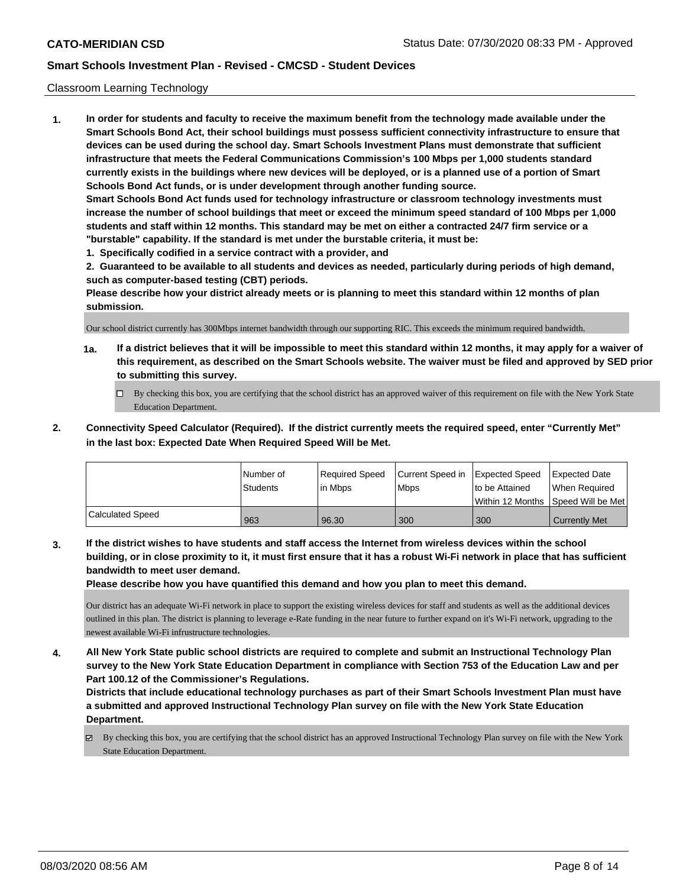Classroom Learning Technology

1. **In order for students and faculty to receive the maximum benefit from the technology made available under the Smart Schools Bond Act, their school buildings must possess sufficient connectivity infrastructure to ensure that devices can be used during the school day. Smart Schools Investment Plans must demonstrate that sufficient infrastructure that meets the Federal Communications Commission's 100 Mbps per 1,000 students standard currently exists in the buildings where new devices will be deployed, or is a planned use of a portion of Smart Schools Bond Act funds, or is under development through another funding source.**
   **Smart Schools Bond Act funds used for technology infrastructure or classroom technology investments must increase the number of school buildings that meet or exceed the minimum speed standard of 100 Mbps per 1,000 students and staff within 12 months. This standard may be met on either a contracted 24/7 firm service or a "burstable" capability. If the standard is met under the burstable criteria, it must be:**
   **1. Specifically codified in a service contract with a provider, and**
   **2. Guaranteed to be available to all students and devices as needed, particularly during periods of high demand, such as computer-based testing (CBT) periods.**
   **Please describe how your district already meets or is planning to meet this standard within 12 months of plan submission.**

   Our school district currently has 300Mbps internet bandwidth through our supporting RIC. This exceeds the minimum required bandwidth.

   **1a. If a district believes that it will be impossible to meet this standard within 12 months, it may apply for a waiver of this requirement, as described on the Smart Schools website. The waiver must be filed and approved by SED prior to submitting this survey.**

   ☐ By checking this box, you are certifying that the school district has an approved waiver of this requirement on file with the New York State Education Department.

2. **Connectivity Speed Calculator (Required). If the district currently meets the required speed, enter "Currently Met" in the last box: Expected Date When Required Speed Will be Met.**

| | Number of Students | Required Speed in Mbps | Current Speed in Mbps | Expected Speed to be Attained Within 12 Months | Expected Date When Required Speed Will be Met |
|---|---|---|---|---|---|
| Calculated Speed | 963 | 96.30 | 300 | 300 | Currently Met |

3. **If the district wishes to have students and staff access the Internet from wireless devices within the school building, or in close proximity to it, it must first ensure that it has a robust Wi-Fi network in place that has sufficient bandwidth to meet user demand.**
   **Please describe how you have quantified this demand and how you plan to meet this demand.**

   Our district has an adequate Wi-Fi network in place to support the existing wireless devices for staff and students as well as the additional devices outlined in this plan. The district is planning to leverage e-Rate funding in the near future to further expand on it's Wi-Fi network, upgrading to the newest available Wi-Fi infrustructure technologies.

4. **All New York State public school districts are required to complete and submit an Instructional Technology Plan survey to the New York State Education Department in compliance with Section 753 of the Education Law and per Part 100.12 of the Commissioner's Regulations.**
   **Districts that include educational technology purchases as part of their Smart Schools Investment Plan must have a submitted and approved Instructional Technology Plan survey on file with the New York State Education Department.**

   ☑ By checking this box, you are certifying that the school district has an approved Instructional Technology Plan survey on file with the New York State Education Department.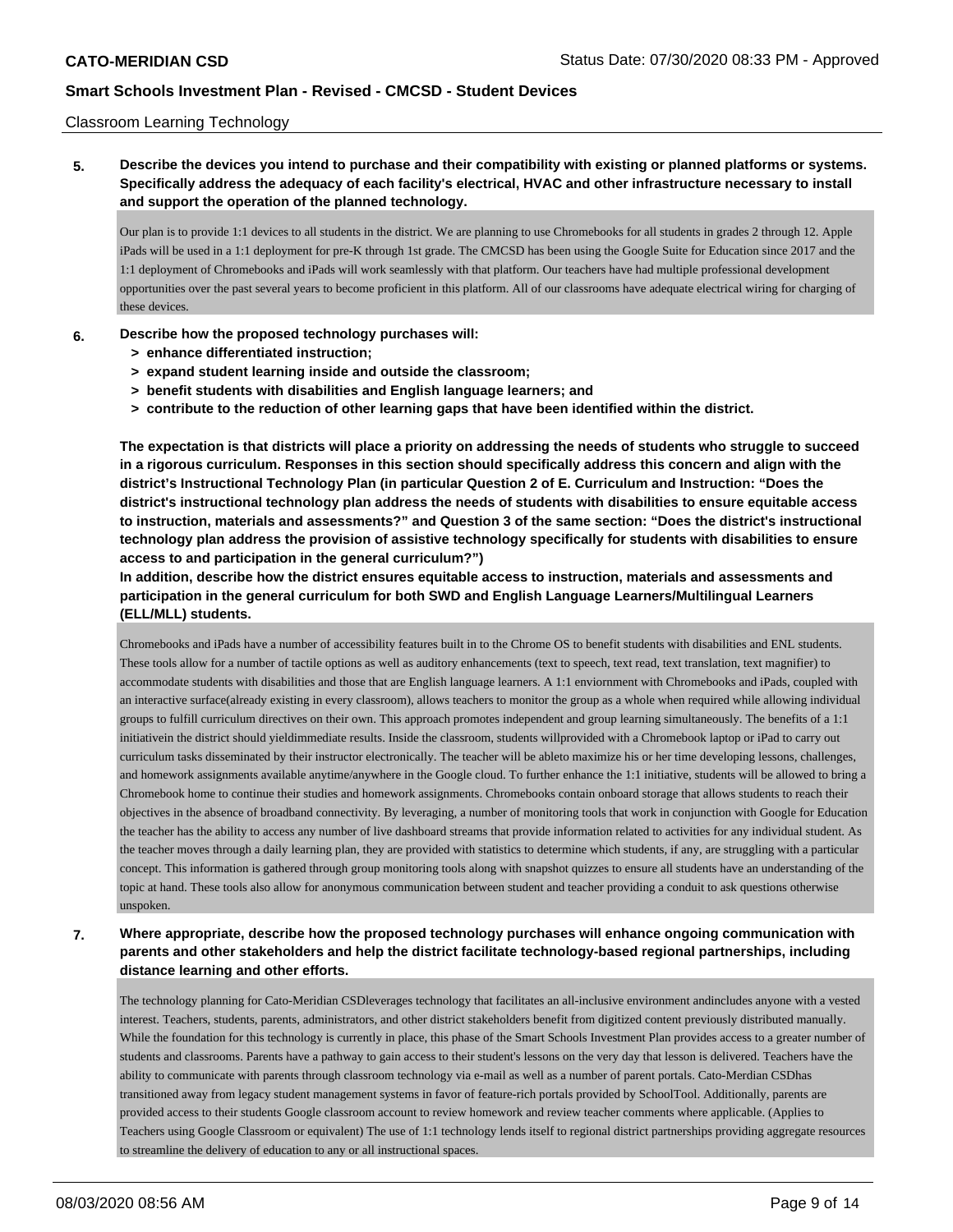Classroom Learning Technology

**5. Describe the devices you intend to purchase and their compatibility with existing or planned platforms or systems. Specifically address the adequacy of each facility's electrical, HVAC and other infrastructure necessary to install and support the operation of the planned technology.**

Our plan is to provide 1:1 devices to all students in the district. We are planning to use Chromebooks for all students in grades 2 through 12. Apple iPads will be used in a 1:1 deployment for pre-K through 1st grade. The CMCSD has been using the Google Suite for Education since 2017 and the 1:1 deployment of Chromebooks and iPads will work seamlessly with that platform. Our teachers have had multiple professional development opportunities over the past several years to become proficient in this platform. All of our classrooms have adequate electrical wiring for charging of these devices.

**6. Describe how the proposed technology purchases will:**

- **> enhance differentiated instruction;**
- **> expand student learning inside and outside the classroom;**
- **> benefit students with disabilities and English language learners; and**
- **> contribute to the reduction of other learning gaps that have been identified within the district.**

**The expectation is that districts will place a priority on addressing the needs of students who struggle to succeed in a rigorous curriculum. Responses in this section should specifically address this concern and align with the district's Instructional Technology Plan (in particular Question 2 of E. Curriculum and Instruction: "Does the district's instructional technology plan address the needs of students with disabilities to ensure equitable access to instruction, materials and assessments?" and Question 3 of the same section: "Does the district's instructional technology plan address the provision of assistive technology specifically for students with disabilities to ensure access to and participation in the general curriculum?")**

**In addition, describe how the district ensures equitable access to instruction, materials and assessments and participation in the general curriculum for both SWD and English Language Learners/Multilingual Learners (ELL/MLL) students.**

Chromebooks and iPads have a number of accessibility features built in to the Chrome OS to benefit students with disabilities and ENL students. These tools allow for a number of tactile options as well as auditory enhancements (text to speech, text read, text translation, text magnifier) to accommodate students with disabilities and those that are English language learners. A 1:1 enviornment with Chromebooks and iPads, coupled with an interactive surface(already existing in every classroom), allows teachers to monitor the group as a whole when required while allowing individual groups to fulfill curriculum directives on their own. This approach promotes independent and group learning simultaneously. The benefits of a 1:1 initiativein the district should yieldimmediate results. Inside the classroom, students willprovided with a Chromebook laptop or iPad to carry out curriculum tasks disseminated by their instructor electronically. The teacher will be ableto maximize his or her time developing lessons, challenges, and homework assignments available anytime/anywhere in the Google cloud. To further enhance the 1:1 initiative, students will be allowed to bring a Chromebook home to continue their studies and homework assignments. Chromebooks contain onboard storage that allows students to reach their objectives in the absence of broadband connectivity. By leveraging, a number of monitoring tools that work in conjunction with Google for Education the teacher has the ability to access any number of live dashboard streams that provide information related to activities for any individual student. As the teacher moves through a daily learning plan, they are provided with statistics to determine which students, if any, are struggling with a particular concept. This information is gathered through group monitoring tools along with snapshot quizzes to ensure all students have an understanding of the topic at hand. These tools also allow for anonymous communication between student and teacher providing a conduit to ask questions otherwise unspoken.

**7. Where appropriate, describe how the proposed technology purchases will enhance ongoing communication with parents and other stakeholders and help the district facilitate technology-based regional partnerships, including distance learning and other efforts.**

The technology planning for Cato-Meridian CSDleverages technology that facilitates an all-inclusive environment andincludes anyone with a vested interest. Teachers, students, parents, administrators, and other district stakeholders benefit from digitized content previously distributed manually. While the foundation for this technology is currently in place, this phase of the Smart Schools Investment Plan provides access to a greater number of students and classrooms. Parents have a pathway to gain access to their student's lessons on the very day that lesson is delivered. Teachers have the ability to communicate with parents through classroom technology via e-mail as well as a number of parent portals. Cato-Merdian CSDhas transitioned away from legacy student management systems in favor of feature-rich portals provided by SchoolTool. Additionally, parents are provided access to their students Google classroom account to review homework and review teacher comments where applicable. (Applies to Teachers using Google Classroom or equivalent) The use of 1:1 technology lends itself to regional district partnerships providing aggregate resources to streamline the delivery of education to any or all instructional spaces.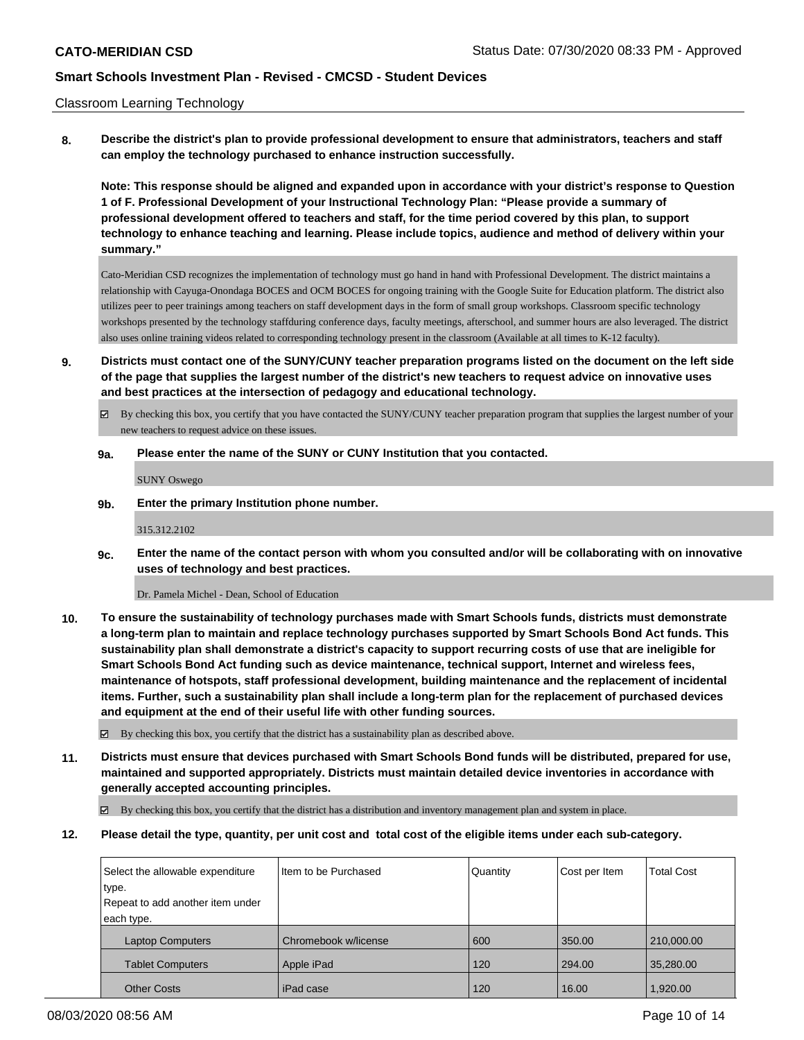Classroom Learning Technology

**8. Describe the district's plan to provide professional development to ensure that administrators, teachers and staff can employ the technology purchased to enhance instruction successfully.**

**Note: This response should be aligned and expanded upon in accordance with your district's response to Question 1 of F. Professional Development of your Instructional Technology Plan: "Please provide a summary of professional development offered to teachers and staff, for the time period covered by this plan, to support technology to enhance teaching and learning. Please include topics, audience and method of delivery within your summary."**

Cato-Meridian CSD recognizes the implementation of technology must go hand in hand with Professional Development. The district maintains a relationship with Cayuga-Onondaga BOCES and OCM BOCES for ongoing training with the Google Suite for Education platform. The district also utilizes peer to peer trainings among teachers on staff development days in the form of small group workshops. Classroom specific technology workshops presented by the technology staffduring conference days, faculty meetings, afterschool, and summer hours are also leveraged. The district also uses online training videos related to corresponding technology present in the classroom (Available at all times to K-12 faculty).

**9. Districts must contact one of the SUNY/CUNY teacher preparation programs listed on the document on the left side of the page that supplies the largest number of the district's new teachers to request advice on innovative uses and best practices at the intersection of pedagogy and educational technology.**

☑ By checking this box, you certify that you have contacted the SUNY/CUNY teacher preparation program that supplies the largest number of your new teachers to request advice on these issues.

**9a. Please enter the name of the SUNY or CUNY Institution that you contacted.**

SUNY Oswego

**9b. Enter the primary Institution phone number.**

315.312.2102

**9c. Enter the name of the contact person with whom you consulted and/or will be collaborating with on innovative uses of technology and best practices.**

Dr. Pamela Michel - Dean, School of Education

**10. To ensure the sustainability of technology purchases made with Smart Schools funds, districts must demonstrate a long-term plan to maintain and replace technology purchases supported by Smart Schools Bond Act funds. This sustainability plan shall demonstrate a district's capacity to support recurring costs of use that are ineligible for Smart Schools Bond Act funding such as device maintenance, technical support, Internet and wireless fees, maintenance of hotspots, staff professional development, building maintenance and the replacement of incidental items. Further, such a sustainability plan shall include a long-term plan for the replacement of purchased devices and equipment at the end of their useful life with other funding sources.**

☑ By checking this box, you certify that the district has a sustainability plan as described above.

**11. Districts must ensure that devices purchased with Smart Schools Bond funds will be distributed, prepared for use, maintained and supported appropriately. Districts must maintain detailed device inventories in accordance with generally accepted accounting principles.**

☑ By checking this box, you certify that the district has a distribution and inventory management plan and system in place.

**12. Please detail the type, quantity, per unit cost and total cost of the eligible items under each sub-category.**

| Select the allowable expenditure type. Repeat to add another item under each type. | Item to be Purchased | Quantity | Cost per Item | Total Cost |
|---|---|---|---|---|
| Laptop Computers | Chromebook w/license | 600 | 350.00 | 210,000.00 |
| Tablet Computers | Apple iPad | 120 | 294.00 | 35,280.00 |
| Other Costs | iPad case | 120 | 16.00 | 1,920.00 |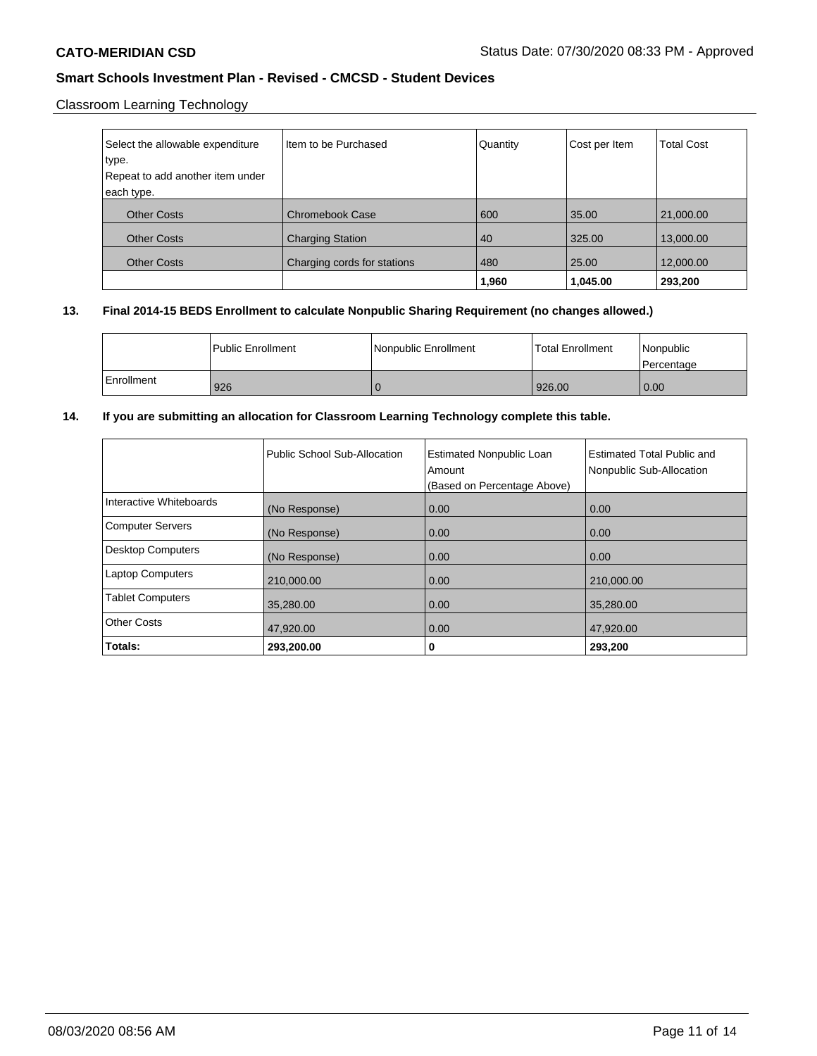Classroom Learning Technology

| Select the allowable expenditure type. Repeat to add another item under each type. | Item to be Purchased | Quantity | Cost per Item | Total Cost |
|---|---|---|---|---|
| Other Costs | Chromebook Case | 600 | 35.00 | 21,000.00 |
| Other Costs | Charging Station | 40 | 325.00 | 13,000.00 |
| Other Costs | Charging cords for stations | 480 | 25.00 | 12,000.00 |
| | | **1,960** | **1,045.00** | **293,200** |

**13. Final 2014-15 BEDS Enrollment to calculate Nonpublic Sharing Requirement (no changes allowed.)**

| | Public Enrollment | Nonpublic Enrollment | Total Enrollment | Nonpublic Percentage |
|---|---|---|---|---|
| Enrollment | 926 | 0 | 926.00 | 0.00 |

**14. If you are submitting an allocation for Classroom Learning Technology complete this table.**

| | Public School Sub-Allocation | Estimated Nonpublic Loan Amount (Based on Percentage Above) | Estimated Total Public and Nonpublic Sub-Allocation |
|---|---|---|---|
| Interactive Whiteboards | (No Response) | 0.00 | 0.00 |
| Computer Servers | (No Response) | 0.00 | 0.00 |
| Desktop Computers | (No Response) | 0.00 | 0.00 |
| Laptop Computers | 210,000.00 | 0.00 | 210,000.00 |
| Tablet Computers | 35,280.00 | 0.00 | 35,280.00 |
| Other Costs | 47,920.00 | 0.00 | 47,920.00 |
| **Totals:** | **293,200.00** | **0** | **293,200** |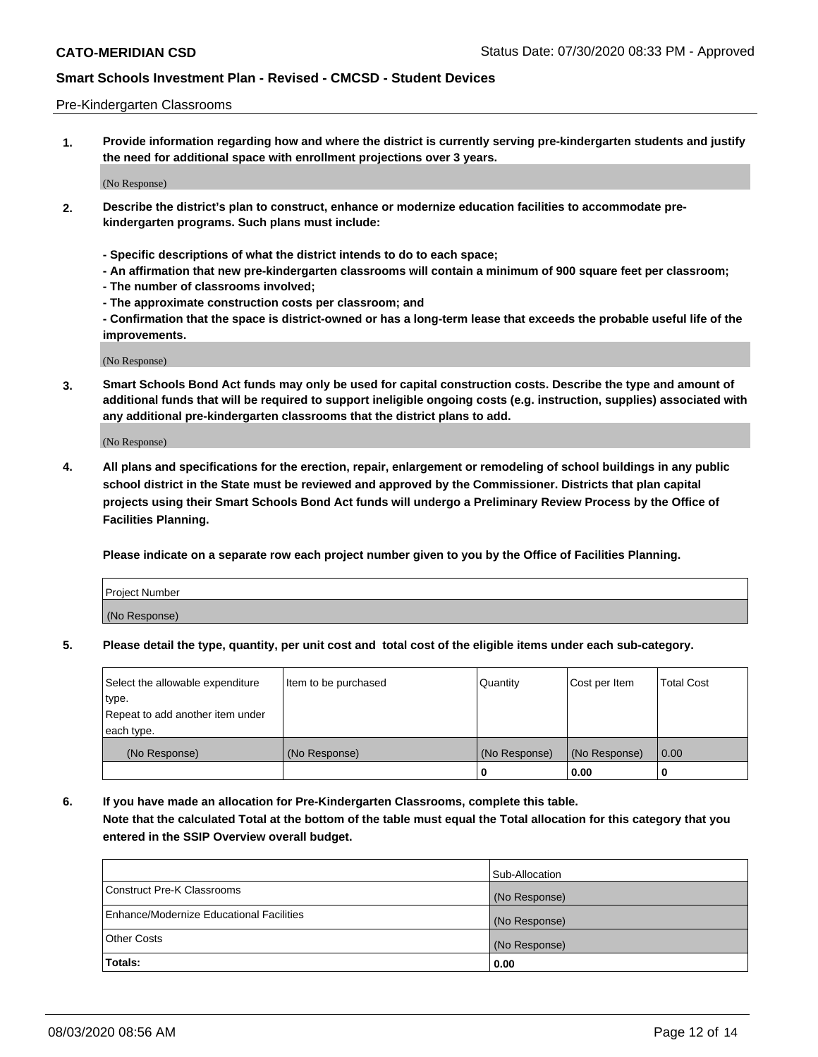Pre-Kindergarten Classrooms

**1. Provide information regarding how and where the district is currently serving pre-kindergarten students and justify the need for additional space with enrollment projections over 3 years.**

(No Response)

**2. Describe the district's plan to construct, enhance or modernize education facilities to accommodate pre-kindergarten programs. Such plans must include:**

**- Specific descriptions of what the district intends to do to each space;**
**- An affirmation that new pre-kindergarten classrooms will contain a minimum of 900 square feet per classroom;**
**- The number of classrooms involved;**
**- The approximate construction costs per classroom; and**
**- Confirmation that the space is district-owned or has a long-term lease that exceeds the probable useful life of the improvements.**

(No Response)

**3. Smart Schools Bond Act funds may only be used for capital construction costs. Describe the type and amount of additional funds that will be required to support ineligible ongoing costs (e.g. instruction, supplies) associated with any additional pre-kindergarten classrooms that the district plans to add.**

(No Response)

**4. All plans and specifications for the erection, repair, enlargement or remodeling of school buildings in any public school district in the State must be reviewed and approved by the Commissioner. Districts that plan capital projects using their Smart Schools Bond Act funds will undergo a Preliminary Review Process by the Office of Facilities Planning.**

**Please indicate on a separate row each project number given to you by the Office of Facilities Planning.**

| Project Number |
|---|
| (No Response) |

**5. Please detail the type, quantity, per unit cost and total cost of the eligible items under each sub-category.**

| Select the allowable expenditure type. Repeat to add another item under each type. | Item to be purchased | Quantity | Cost per Item | Total Cost |
|---|---|---|---|---|
| (No Response) | (No Response) | (No Response) | (No Response) | 0.00 |
| | | 0 | 0.00 | 0 |

**6. If you have made an allocation for Pre-Kindergarten Classrooms, complete this table. Note that the calculated Total at the bottom of the table must equal the Total allocation for this category that you entered in the SSIP Overview overall budget.**

| | Sub-Allocation |
|---|---|
| Construct Pre-K Classrooms | (No Response) |
| Enhance/Modernize Educational Facilities | (No Response) |
| Other Costs | (No Response) |
| **Totals:** | **0.00** |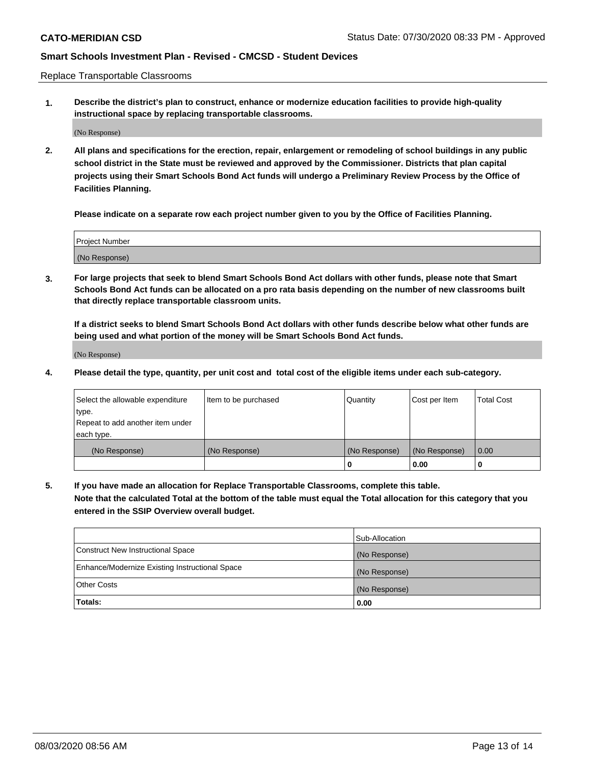Replace Transportable Classrooms

**1. Describe the district's plan to construct, enhance or modernize education facilities to provide high-quality instructional space by replacing transportable classrooms.**

(No Response)

**2. All plans and specifications for the erection, repair, enlargement or remodeling of school buildings in any public school district in the State must be reviewed and approved by the Commissioner. Districts that plan capital projects using their Smart Schools Bond Act funds will undergo a Preliminary Review Process by the Office of Facilities Planning.**

**Please indicate on a separate row each project number given to you by the Office of Facilities Planning.**

| Project Number |
|---|
| (No Response) |

**3. For large projects that seek to blend Smart Schools Bond Act dollars with other funds, please note that Smart Schools Bond Act funds can be allocated on a pro rata basis depending on the number of new classrooms built that directly replace transportable classroom units.**

**If a district seeks to blend Smart Schools Bond Act dollars with other funds describe below what other funds are being used and what portion of the money will be Smart Schools Bond Act funds.**

(No Response)

**4. Please detail the type, quantity, per unit cost and total cost of the eligible items under each sub-category.**

| Select the allowable expenditure type. Repeat to add another item under each type. | Item to be purchased | Quantity | Cost per Item | Total Cost |
|---|---|---|---|---|
| (No Response) | (No Response) | (No Response) | (No Response) | 0.00 |
| | | 0 | 0.00 | 0 |

**5. If you have made an allocation for Replace Transportable Classrooms, complete this table. Note that the calculated Total at the bottom of the table must equal the Total allocation for this category that you entered in the SSIP Overview overall budget.**

| | Sub-Allocation |
|---|---|
| Construct New Instructional Space | (No Response) |
| Enhance/Modernize Existing Instructional Space | (No Response) |
| Other Costs | (No Response) |
| **Totals:** | **0.00** |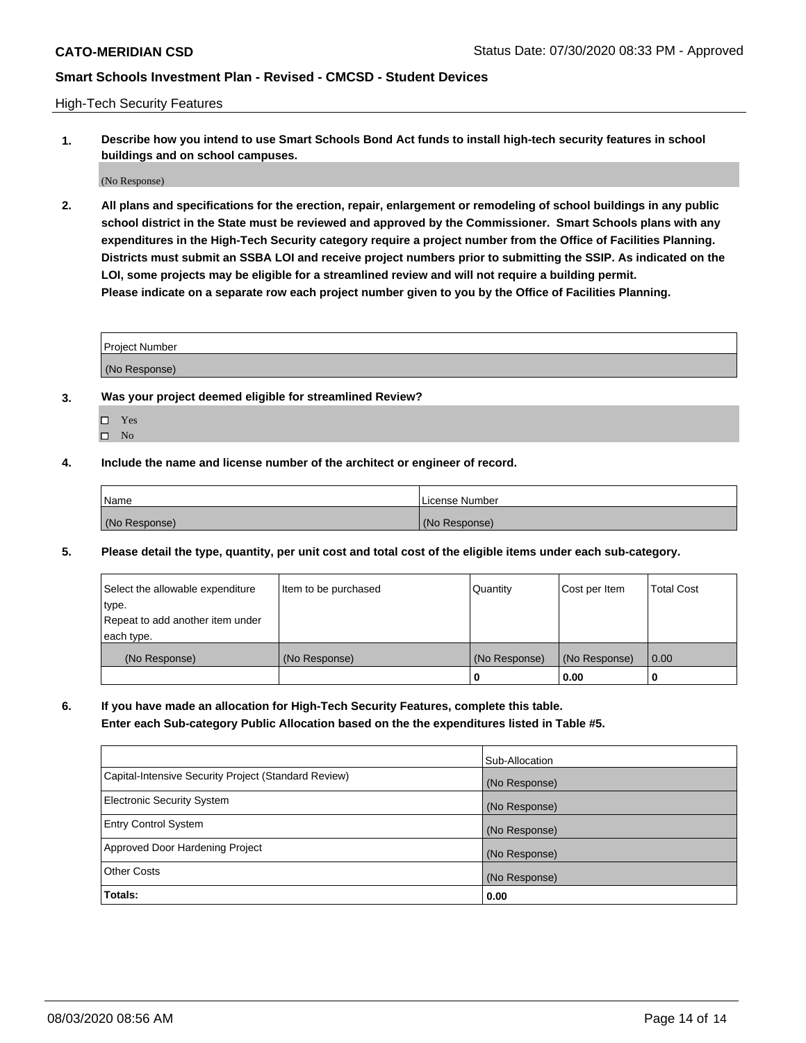**CATO-MERIDIAN CSD** Status Date: 07/30/2020 08:33 PM - Approved

**Smart Schools Investment Plan - Revised - CMCSD - Student Devices**

High-Tech Security Features

**1. Describe how you intend to use Smart Schools Bond Act funds to install high-tech security features in school buildings and on school campuses.**

(No Response)

**2. All plans and specifications for the erection, repair, enlargement or remodeling of school buildings in any public school district in the State must be reviewed and approved by the Commissioner. Smart Schools plans with any expenditures in the High-Tech Security category require a project number from the Office of Facilities Planning. Districts must submit an SSBA LOI and receive project numbers prior to submitting the SSIP. As indicated on the LOI, some projects may be eligible for a streamlined review and will not require a building permit.**
**Please indicate on a separate row each project number given to you by the Office of Facilities Planning.**

| Project Number |
|---|
| (No Response) |

**3. Was your project deemed eligible for streamlined Review?**

- ☐ Yes
- ☐ No

**4. Include the name and license number of the architect or engineer of record.**

| Name | License Number |
|---|---|
| (No Response) | (No Response) |

**5. Please detail the type, quantity, per unit cost and total cost of the eligible items under each sub-category.**

| Select the allowable expenditure type. Repeat to add another item under each type. | Item to be purchased | Quantity | Cost per Item | Total Cost |
|---|---|---|---|---|
| (No Response) | (No Response) | (No Response) | (No Response) | 0.00 |
| | | 0 | 0.00 | 0 |

**6. If you have made an allocation for High-Tech Security Features, complete this table.**
**Enter each Sub-category Public Allocation based on the the expenditures listed in Table #5.**

| | Sub-Allocation |
|---|---|
| Capital-Intensive Security Project (Standard Review) | (No Response) |
| Electronic Security System | (No Response) |
| Entry Control System | (No Response) |
| Approved Door Hardening Project | (No Response) |
| Other Costs | (No Response) |
| **Totals:** | **0.00** |